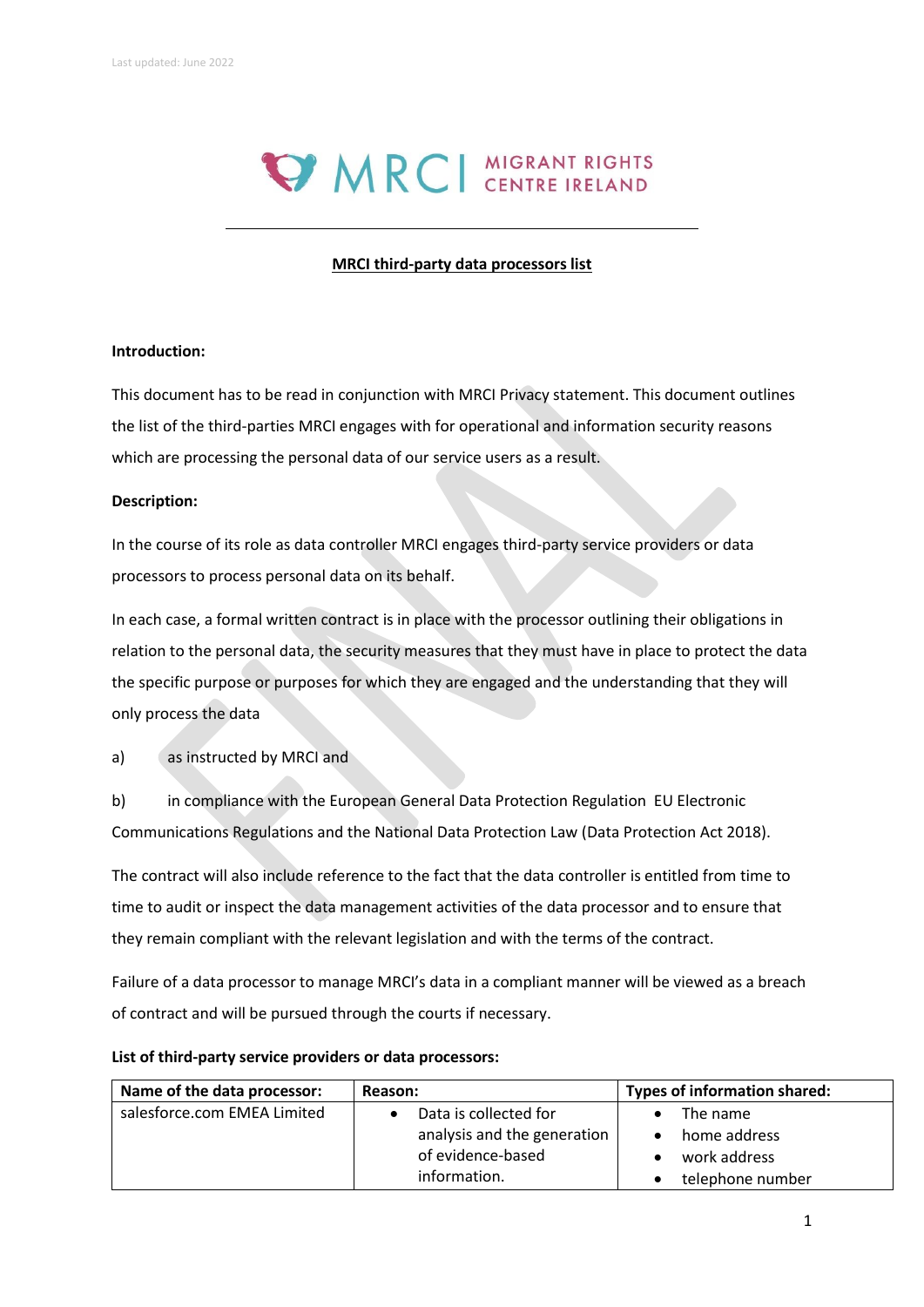Last updated: June 2022

MRCI | MIGRANT RIGHTS CENTRE IRELAND

**MRCI third-party data processors list**

**Introduction:**

This document has to be read in conjunction with MRCI Privacy statement. This document outlines the list of the third-parties MRCI engages with for operational and information security reasons which are processing the personal data of our service users as a result.

**Description:**

In the course of its role as data controller MRCI engages third-party service providers or data processors to process personal data on its behalf.

In each case, a formal written contract is in place with the processor outlining their obligations in relation to the personal data, the security measures that they must have in place to protect the data the specific purpose or purposes for which they are engaged and the understanding that they will only process the data

a) as instructed by MRCI and

b) in compliance with the European General Data Protection Regulation EU Electronic Communications Regulations and the National Data Protection Law (Data Protection Act 2018).

The contract will also include reference to the fact that the data controller is entitled from time to time to audit or inspect the data management activities of the data processor and to ensure that they remain compliant with the relevant legislation and with the terms of the contract.

Failure of a data processor to manage MRCI's data in a compliant manner will be viewed as a breach of contract and will be pursued through the courts if necessary.

**List of third-party service providers or data processors:**

| Name of the data processor: | Reason: | Types of information shared: |
|---|---|---|
| salesforce.com EMEA Limited | • Data is collected for analysis and the generation of evidence-based information. | • The name<br>• home address<br>• work address<br>• telephone number |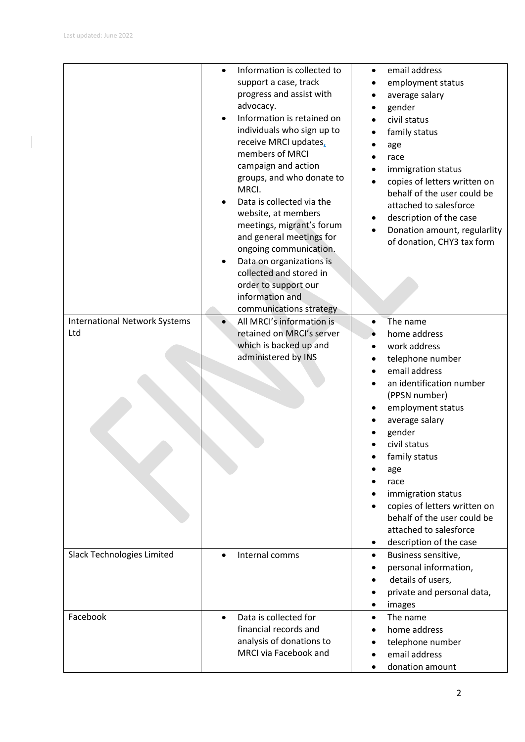| | | |
|---|---|---|
| | • Information is collected to support a case, track progress and assist with advocacy.<br>• Information is retained on individuals who sign up to receive MRCI updates, members of MRCI campaign and action groups, and who donate to MRCI.<br>• Data is collected via the website, at members meetings, migrant's forum and general meetings for ongoing communication.<br>• Data on organizations is collected and stored in order to support our information and communications strategy | • email address<br>• employment status<br>• average salary<br>• gender<br>• civil status<br>• family status<br>• age<br>• race<br>• immigration status<br>• copies of letters written on behalf of the user could be attached to salesforce<br>• description of the case<br>• Donation amount, regularlity of donation, CHY3 tax form |
| International Network Systems Ltd | • All MRCI's information is retained on MRCI's server which is backed up and administered by INS | • The name<br>• home address<br>• work address<br>• telephone number<br>• email address<br>• an identification number (PPSN number)<br>• employment status<br>• average salary<br>• gender<br>• civil status<br>• family status<br>• age<br>• race<br>• immigration status<br>• copies of letters written on behalf of the user could be attached to salesforce<br>• description of the case |
| Slack Technologies Limited | • Internal comms | • Business sensitive,<br>• personal information,<br>• details of users,<br>• private and personal data,<br>• images |
| Facebook | • Data is collected for financial records and analysis of donations to MRCI via Facebook and | • The name<br>• home address<br>• telephone number<br>• email address<br>• donation amount |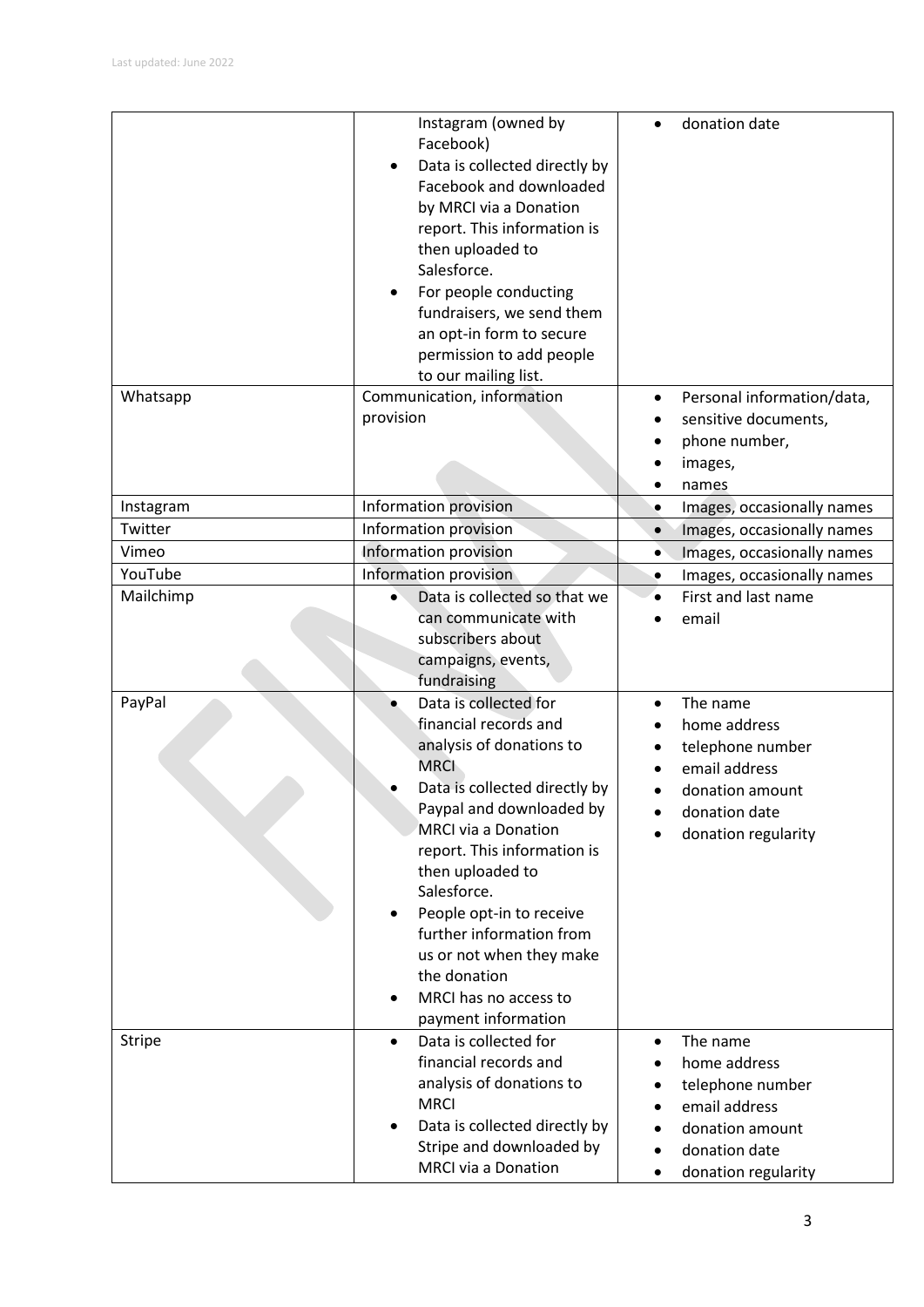| | | |
|---|---|---|
| | Instagram (owned by Facebook)<br>• Data is collected directly by Facebook and downloaded by MRCI via a Donation report. This information is then uploaded to Salesforce.<br>• For people conducting fundraisers, we send them an opt-in form to secure permission to add people to our mailing list. | • donation date |
| Whatsapp | Communication, information provision | • Personal information/data,<br>• sensitive documents,<br>• phone number,<br>• images,<br>• names |
| Instagram | Information provision | • Images, occasionally names |
| Twitter | Information provision | • Images, occasionally names |
| Vimeo | Information provision | • Images, occasionally names |
| YouTube | Information provision | • Images, occasionally names |
| Mailchimp | • Data is collected so that we can communicate with subscribers about campaigns, events, fundraising | • First and last name<br>• email |
| PayPal | • Data is collected for financial records and analysis of donations to MRCI<br>• Data is collected directly by Paypal and downloaded by MRCI via a Donation report. This information is then uploaded to Salesforce.<br>• People opt-in to receive further information from us or not when they make the donation<br>• MRCI has no access to payment information | • The name<br>• home address<br>• telephone number<br>• email address<br>• donation amount<br>• donation date<br>• donation regularity |
| Stripe | • Data is collected for financial records and analysis of donations to MRCI<br>• Data is collected directly by Stripe and downloaded by MRCI via a Donation | • The name<br>• home address<br>• telephone number<br>• email address<br>• donation amount<br>• donation date<br>• donation regularity |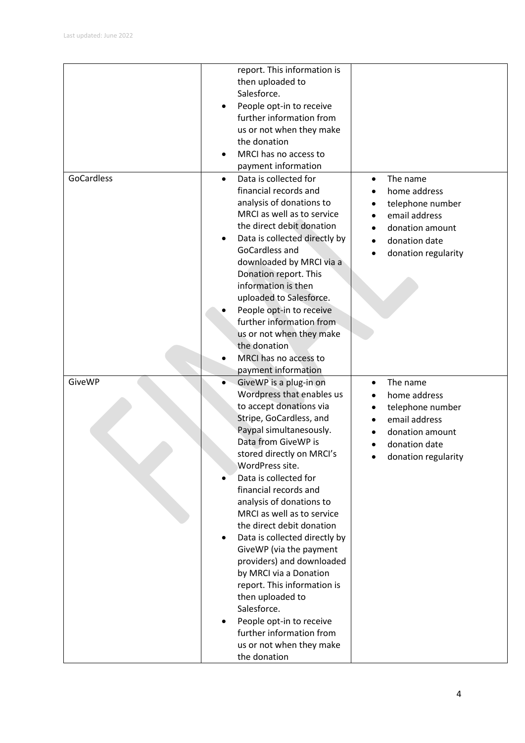| | | |
|---|---|---|
| | • report. This information is then uploaded to Salesforce.<br>• People opt-in to receive further information from us or not when they make the donation<br>• MRCI has no access to payment information | |
| GoCardless | • Data is collected for financial records and analysis of donations to MRCI as well as to service the direct debit donation<br>• Data is collected directly by GoCardless and downloaded by MRCI via a Donation report. This information is then uploaded to Salesforce.<br>• People opt-in to receive further information from us or not when they make the donation<br>• MRCI has no access to payment information | • The name<br>• home address<br>• telephone number<br>• email address<br>• donation amount<br>• donation date<br>• donation regularity |
| GiveWP | • GiveWP is a plug-in on Wordpress that enables us to accept donations via Stripe, GoCardless, and Paypal simultanesously. Data from GiveWP is stored directly on MRCI's WordPress site.<br>• Data is collected for financial records and analysis of donations to MRCI as well as to service the direct debit donation<br>• Data is collected directly by GiveWP (via the payment providers) and downloaded by MRCI via a Donation report. This information is then uploaded to Salesforce.<br>• People opt-in to receive further information from us or not when they make the donation | • The name<br>• home address<br>• telephone number<br>• email address<br>• donation amount<br>• donation date<br>• donation regularity |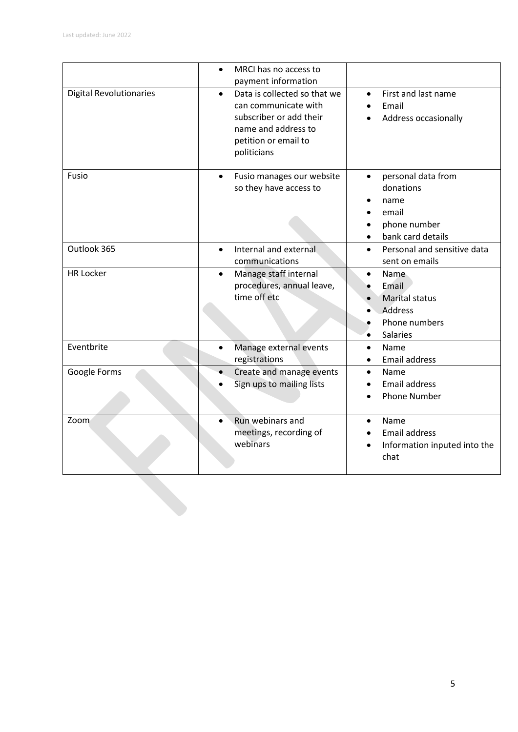| | | |
|---|---|---|
| | • MRCI has no access to payment information | |
| Digital Revolutionaries | • Data is collected so that we can communicate with subscriber or add their name and address to petition or email to politicians | • First and last name<br>• Email<br>• Address occasionally |
| Fusio | • Fusio manages our website so they have access to | • personal data from donations<br>• name<br>• email<br>• phone number<br>• bank card details |
| Outlook 365 | • Internal and external communications | • Personal and sensitive data sent on emails |
| HR Locker | • Manage staff internal procedures, annual leave, time off etc | • Name<br>• Email<br>• Marital status<br>• Address<br>• Phone numbers<br>• Salaries |
| Eventbrite | • Manage external events registrations | • Name<br>• Email address |
| Google Forms | • Create and manage events<br>• Sign ups to mailing lists | • Name<br>• Email address<br>• Phone Number |
| Zoom | • Run webinars and meetings, recording of webinars | • Name<br>• Email address<br>• Information inputed into the chat |